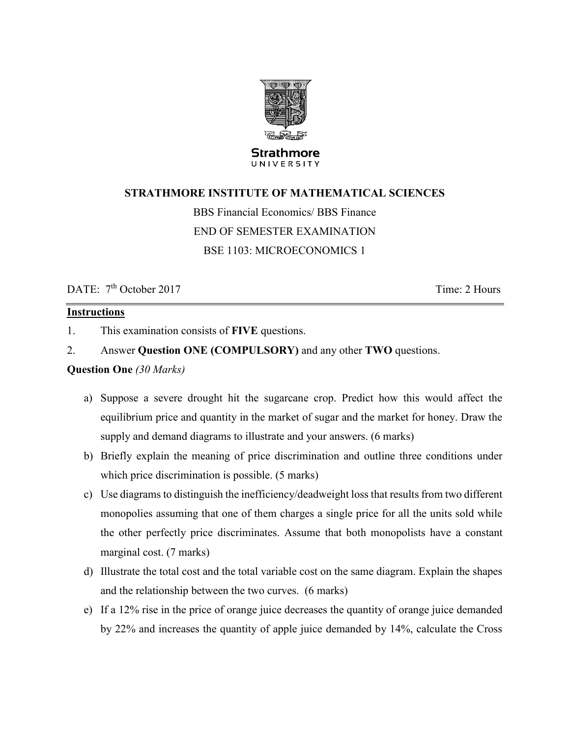Strathmore
UNIVERSITY

**STRATHMORE INSTITUTE OF MATHEMATICAL SCIENCES**

BBS Financial Economics/ BBS Finance

END OF SEMESTER EXAMINATION

BSE 1103: MICROECONOMICS 1

DATE: 7th October 2017 Time: 2 Hours

**Instructions**

1. This examination consists of **FIVE** questions.
2. Answer **Question ONE (COMPULSORY)** and any other **TWO** questions.

**Question One** *(30 Marks)*

a) Suppose a severe drought hit the sugarcane crop. Predict how this would affect the equilibrium price and quantity in the market of sugar and the market for honey. Draw the supply and demand diagrams to illustrate and your answers. (6 marks)

b) Briefly explain the meaning of price discrimination and outline three conditions under which price discrimination is possible. (5 marks)

c) Use diagrams to distinguish the inefficiency/deadweight loss that results from two different monopolies assuming that one of them charges a single price for all the units sold while the other perfectly price discriminates. Assume that both monopolists have a constant marginal cost. (7 marks)

d) Illustrate the total cost and the total variable cost on the same diagram. Explain the shapes and the relationship between the two curves. (6 marks)

e) If a 12% rise in the price of orange juice decreases the quantity of orange juice demanded by 22% and increases the quantity of apple juice demanded by 14%, calculate the Cross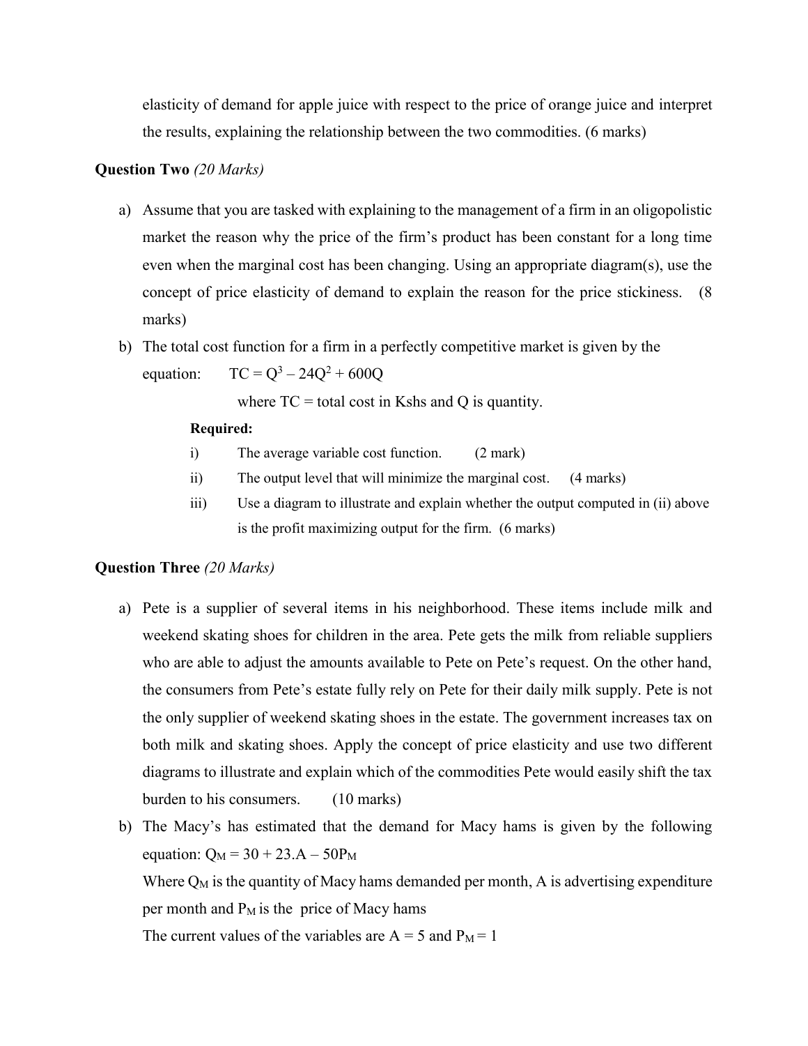elasticity of demand for apple juice with respect to the price of orange juice and interpret the results, explaining the relationship between the two commodities. (6 marks)

**Question Two** *(20 Marks)*

a) Assume that you are tasked with explaining to the management of a firm in an oligopolistic market the reason why the price of the firm's product has been constant for a long time even when the marginal cost has been changing. Using an appropriate diagram(s), use the concept of price elasticity of demand to explain the reason for the price stickiness. (8 marks)

b) The total cost function for a firm in a perfectly competitive market is given by the equation: $TC = Q^3 - 24Q^2 + 600Q$

where TC = total cost in Kshs and Q is quantity.

**Required:**

i) The average variable cost function. (2 mark)

ii) The output level that will minimize the marginal cost. (4 marks)

iii) Use a diagram to illustrate and explain whether the output computed in (ii) above is the profit maximizing output for the firm. (6 marks)

**Question Three** *(20 Marks)*

a) Pete is a supplier of several items in his neighborhood. These items include milk and weekend skating shoes for children in the area. Pete gets the milk from reliable suppliers who are able to adjust the amounts available to Pete on Pete's request. On the other hand, the consumers from Pete's estate fully rely on Pete for their daily milk supply. Pete is not the only supplier of weekend skating shoes in the estate. The government increases tax on both milk and skating shoes. Apply the concept of price elasticity and use two different diagrams to illustrate and explain which of the commodities Pete would easily shift the tax burden to his consumers. (10 marks)

b) The Macy's has estimated that the demand for Macy hams is given by the following equation: $Q_M = 30 + 23.A - 50P_M$

Where $Q_M$ is the quantity of Macy hams demanded per month, A is advertising expenditure per month and $P_M$ is the price of Macy hams

The current values of the variables are $A = 5$ and $P_M = 1$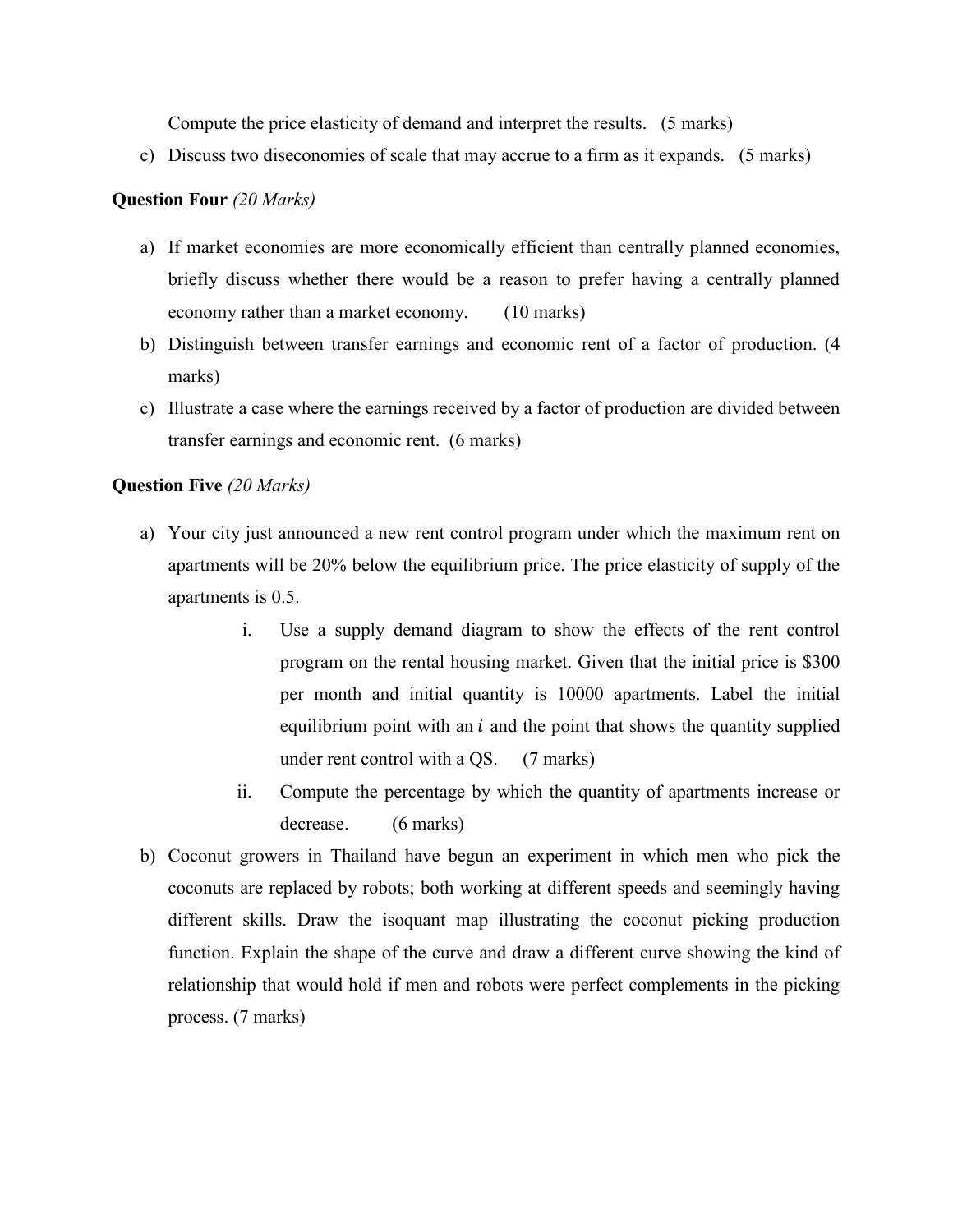Compute the price elasticity of demand and interpret the results. (5 marks)

c) Discuss two diseconomies of scale that may accrue to a firm as it expands. (5 marks)

**Question Four** *(20 Marks)*

a) If market economies are more economically efficient than centrally planned economies, briefly discuss whether there would be a reason to prefer having a centrally planned economy rather than a market economy. (10 marks)

b) Distinguish between transfer earnings and economic rent of a factor of production. (4 marks)

c) Illustrate a case where the earnings received by a factor of production are divided between transfer earnings and economic rent. (6 marks)

**Question Five** *(20 Marks)*

a) Your city just announced a new rent control program under which the maximum rent on apartments will be 20% below the equilibrium price. The price elasticity of supply of the apartments is 0.5.

   i. Use a supply demand diagram to show the effects of the rent control program on the rental housing market. Given that the initial price is $300 per month and initial quantity is 10000 apartments. Label the initial equilibrium point with an $i$ and the point that shows the quantity supplied under rent control with a QS. (7 marks)

   ii. Compute the percentage by which the quantity of apartments increase or decrease. (6 marks)

b) Coconut growers in Thailand have begun an experiment in which men who pick the coconuts are replaced by robots; both working at different speeds and seemingly having different skills. Draw the isoquant map illustrating the coconut picking production function. Explain the shape of the curve and draw a different curve showing the kind of relationship that would hold if men and robots were perfect complements in the picking process. (7 marks)